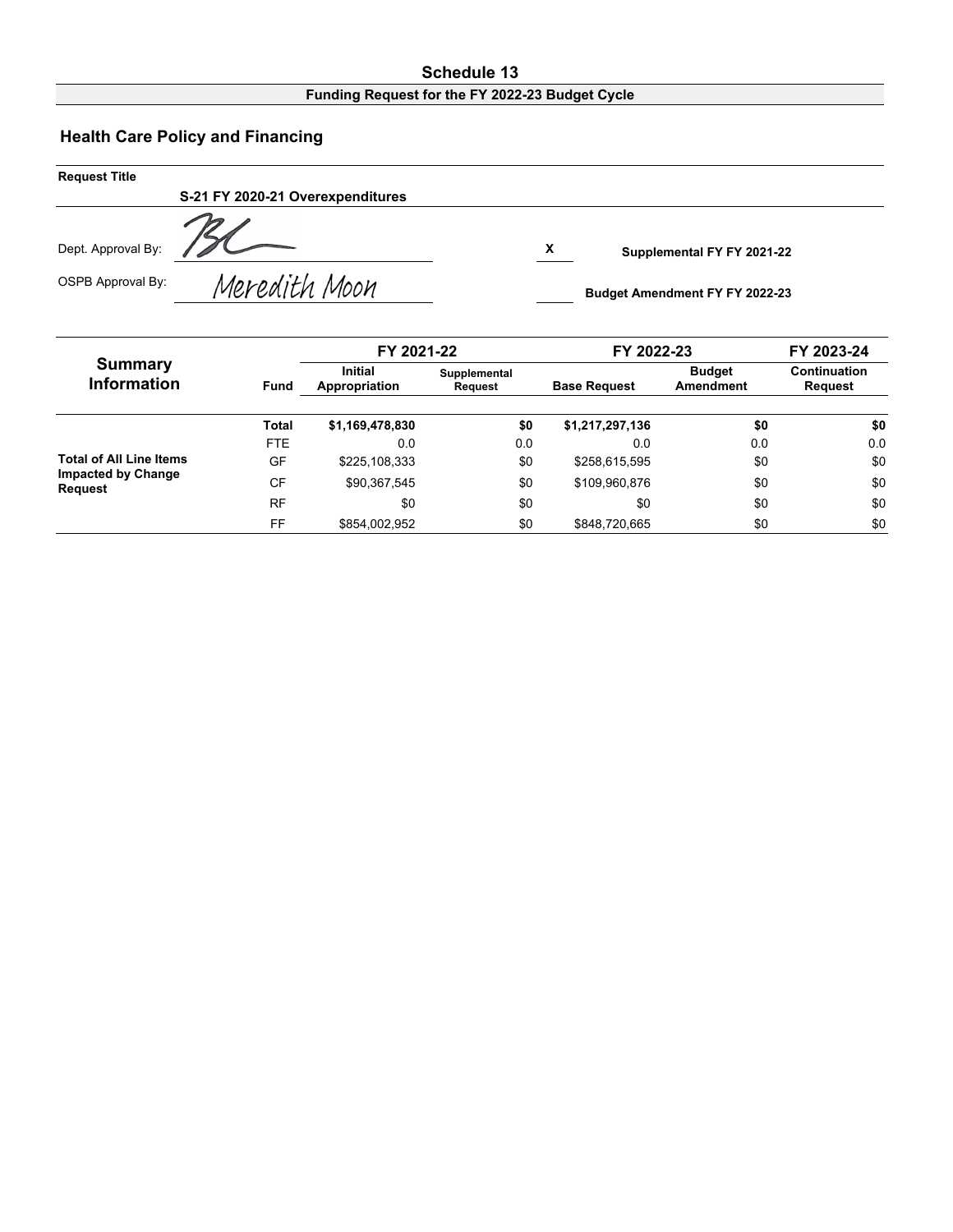# Schedule 13

**Funding Request for the FY 2022-23 Budget Cycle**

## Health Care Policy and Financing

**Request Title**

**S-21 FY 2020-21 Overexpenditures**

Dept. Approval By: BL

OSPB Approval By: Meredith Moon

X **Supplemental FY FY 2021-22**

**Budget Amendment FY FY 2022-23**

| Summary Information | Fund | FY 2021-22 | | FY 2022-23 | | FY 2023-24 |
|---|---|---|---|---|---|---|
| | | Initial Appropriation | Supplemental Request | Base Request | Budget Amendment | Continuation Request |
| | **Total** | **$1,169,478,830** | **$0** | **$1,217,297,136** | **$0** | **$0** |
| | FTE | 0.0 | 0.0 | 0.0 | 0.0 | 0.0 |
| **Total of All Line Items Impacted by Change Request** | GF | $225,108,333 | $0 | $258,615,595 | $0 | $0 |
| | CF | $90,367,545 | $0 | $109,960,876 | $0 | $0 |
| | RF | $0 | $0 | $0 | $0 | $0 |
| | FF | $854,002,952 | $0 | $848,720,665 | $0 | $0 |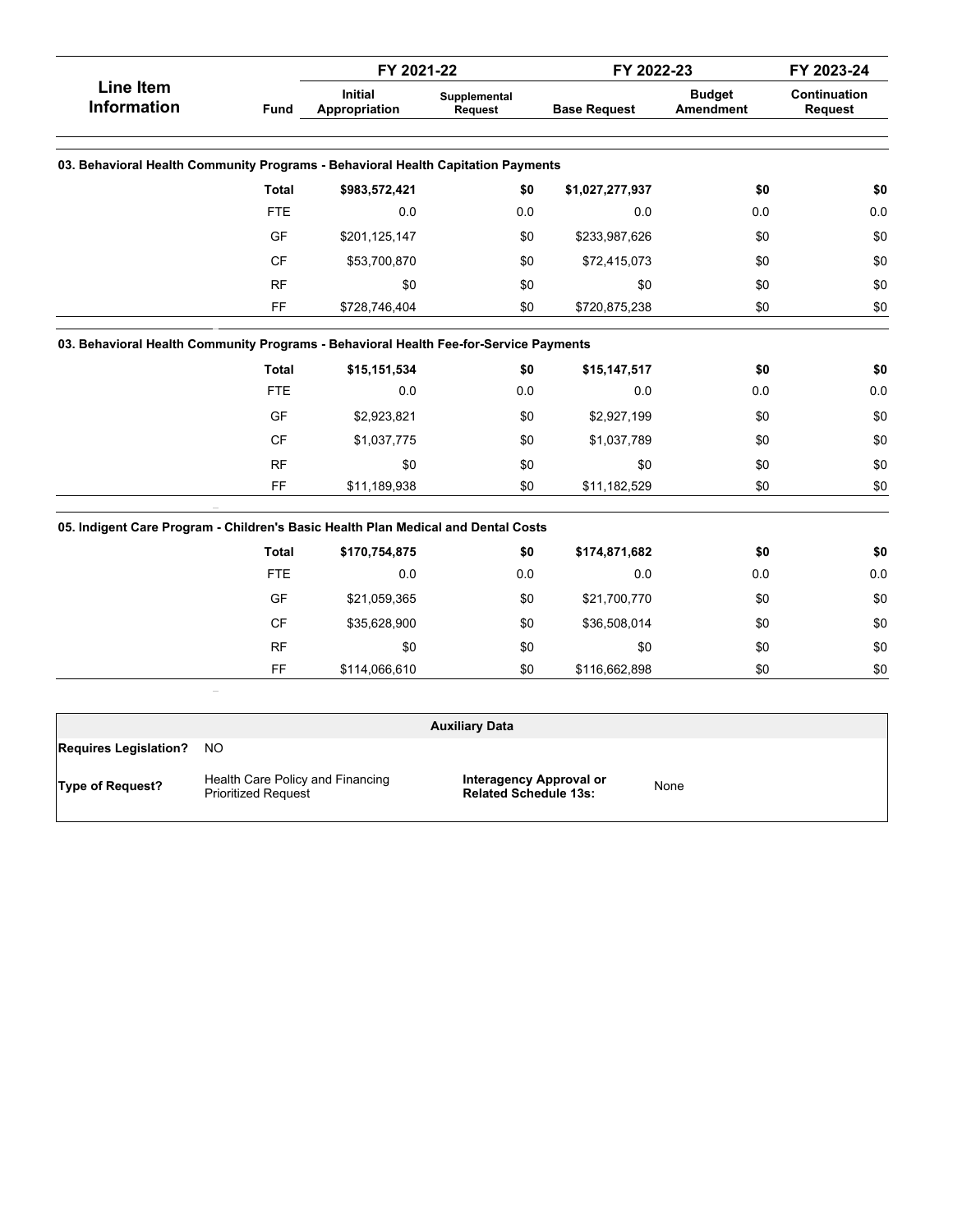| Line Item Information | Fund | FY 2021-22 Initial Appropriation | FY 2021-22 Supplemental Request | FY 2022-23 Base Request | FY 2022-23 Budget Amendment | FY 2023-24 Continuation Request |
|---|---|---|---|---|---|---|
| **03. Behavioral Health Community Programs - Behavioral Health Capitation Payments** | | | | | | |
| | **Total** | **$983,572,421** | **$0** | **$1,027,277,937** | **$0** | **$0** |
| | FTE | 0.0 | 0.0 | 0.0 | 0.0 | 0.0 |
| | GF | $201,125,147 | $0 | $233,987,626 | $0 | $0 |
| | CF | $53,700,870 | $0 | $72,415,073 | $0 | $0 |
| | RF | $0 | $0 | $0 | $0 | $0 |
| | FF | $728,746,404 | $0 | $720,875,238 | $0 | $0 |
| **03. Behavioral Health Community Programs - Behavioral Health Fee-for-Service Payments** | | | | | | |
| | **Total** | **$15,151,534** | **$0** | **$15,147,517** | **$0** | **$0** |
| | FTE | 0.0 | 0.0 | 0.0 | 0.0 | 0.0 |
| | GF | $2,923,821 | $0 | $2,927,199 | $0 | $0 |
| | CF | $1,037,775 | $0 | $1,037,789 | $0 | $0 |
| | RF | $0 | $0 | $0 | $0 | $0 |
| | FF | $11,189,938 | $0 | $11,182,529 | $0 | $0 |
| **05. Indigent Care Program - Children's Basic Health Plan Medical and Dental Costs** | | | | | | |
| | **Total** | **$170,754,875** | **$0** | **$174,871,682** | **$0** | **$0** |
| | FTE | 0.0 | 0.0 | 0.0 | 0.0 | 0.0 |
| | GF | $21,059,365 | $0 | $21,700,770 | $0 | $0 |
| | CF | $35,628,900 | $0 | $36,508,014 | $0 | $0 |
| | RF | $0 | $0 | $0 | $0 | $0 |
| | FF | $114,066,610 | $0 | $116,662,898 | $0 | $0 |

| Auxiliary Data | | | |
|---|---|---|---|
| **Requires Legislation?** | NO | | |
| **Type of Request?** | Health Care Policy and Financing Prioritized Request | **Interagency Approval or Related Schedule 13s:** | None |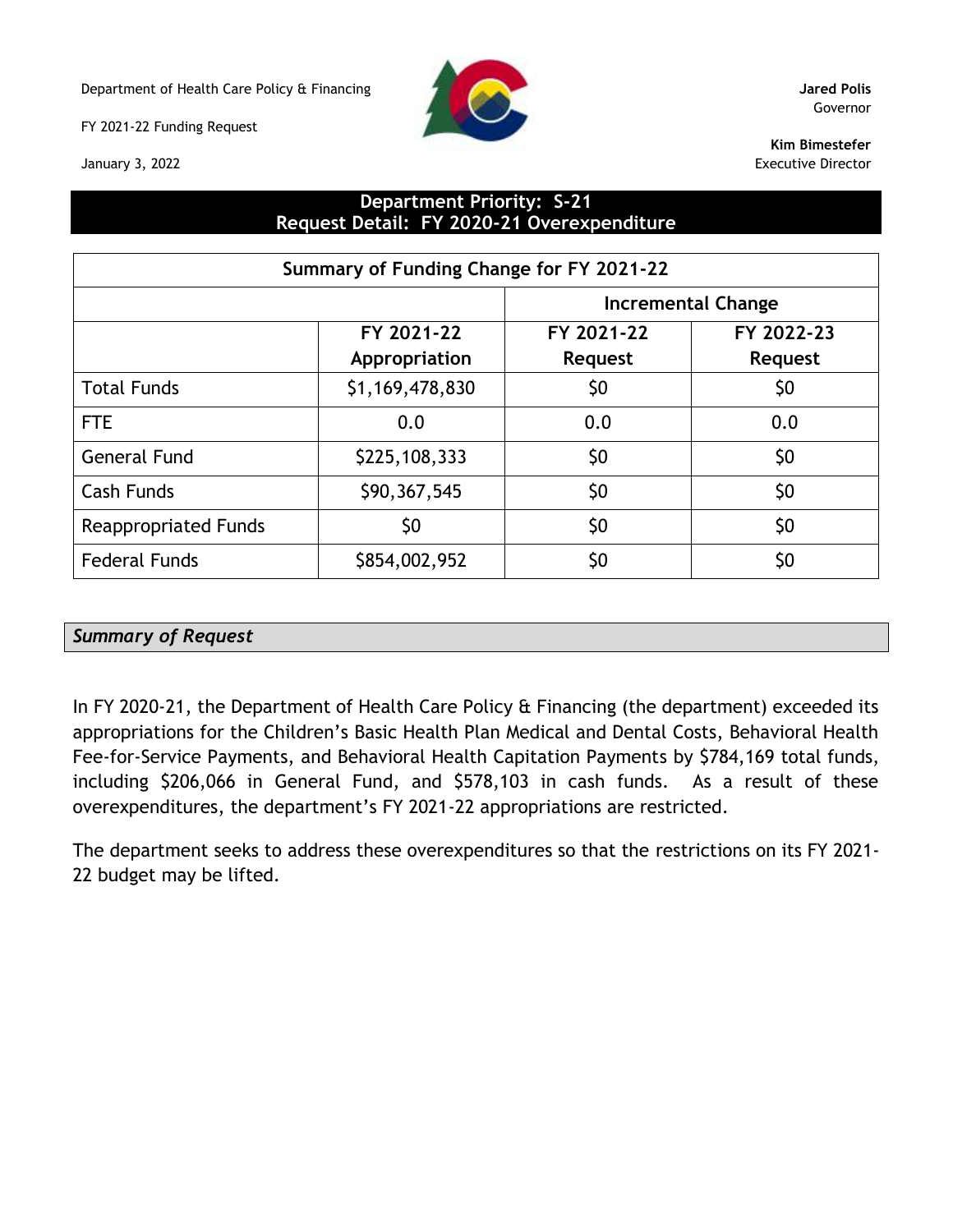Department of Health Care Policy & Financing

FY 2021-22 Funding Request

January 3, 2022

**Jared Polis**
Governor

**Kim Bimestefer**
Executive Director

**Department Priority: S-21**
**Request Detail: FY 2020-21 Overexpenditure**

| Summary of Funding Change for FY 2021-22 | | | |
|---|---|---|---|
| | | Incremental Change | |
| | FY 2021-22 Appropriation | FY 2021-22 Request | FY 2022-23 Request |
| Total Funds | $1,169,478,830 | $0 | $0 |
| FTE | 0.0 | 0.0 | 0.0 |
| General Fund | $225,108,333 | $0 | $0 |
| Cash Funds | $90,367,545 | $0 | $0 |
| Reappropriated Funds | $0 | $0 | $0 |
| Federal Funds | $854,002,952 | $0 | $0 |

***Summary of Request***

In FY 2020-21, the Department of Health Care Policy & Financing (the department) exceeded its appropriations for the Children's Basic Health Plan Medical and Dental Costs, Behavioral Health Fee-for-Service Payments, and Behavioral Health Capitation Payments by $784,169 total funds, including $206,066 in General Fund, and $578,103 in cash funds. As a result of these overexpenditures, the department's FY 2021-22 appropriations are restricted.

The department seeks to address these overexpenditures so that the restrictions on its FY 2021-22 budget may be lifted.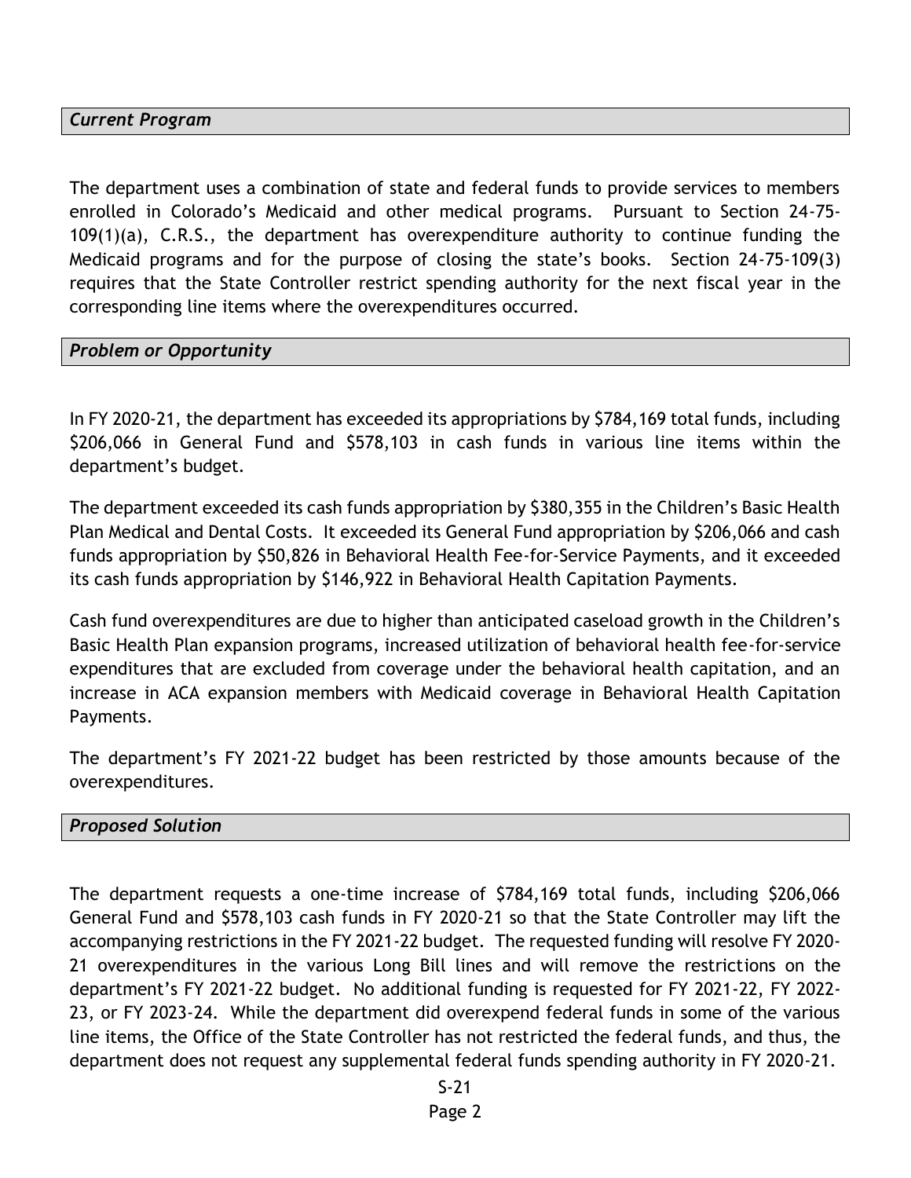### *Current Program*

The department uses a combination of state and federal funds to provide services to members enrolled in Colorado's Medicaid and other medical programs. Pursuant to Section 24-75-109(1)(a), C.R.S., the department has overexpenditure authority to continue funding the Medicaid programs and for the purpose of closing the state's books. Section 24-75-109(3) requires that the State Controller restrict spending authority for the next fiscal year in the corresponding line items where the overexpenditures occurred.

### *Problem or Opportunity*

In FY 2020-21, the department has exceeded its appropriations by $784,169 total funds, including $206,066 in General Fund and $578,103 in cash funds in various line items within the department's budget.

The department exceeded its cash funds appropriation by $380,355 in the Children's Basic Health Plan Medical and Dental Costs. It exceeded its General Fund appropriation by $206,066 and cash funds appropriation by $50,826 in Behavioral Health Fee-for-Service Payments, and it exceeded its cash funds appropriation by $146,922 in Behavioral Health Capitation Payments.

Cash fund overexpenditures are due to higher than anticipated caseload growth in the Children's Basic Health Plan expansion programs, increased utilization of behavioral health fee-for-service expenditures that are excluded from coverage under the behavioral health capitation, and an increase in ACA expansion members with Medicaid coverage in Behavioral Health Capitation Payments.

The department's FY 2021-22 budget has been restricted by those amounts because of the overexpenditures.

### *Proposed Solution*

The department requests a one-time increase of $784,169 total funds, including $206,066 General Fund and $578,103 cash funds in FY 2020-21 so that the State Controller may lift the accompanying restrictions in the FY 2021-22 budget. The requested funding will resolve FY 2020-21 overexpenditures in the various Long Bill lines and will remove the restrictions on the department's FY 2021-22 budget. No additional funding is requested for FY 2021-22, FY 2022-23, or FY 2023-24. While the department did overexpend federal funds in some of the various line items, the Office of the State Controller has not restricted the federal funds, and thus, the department does not request any supplemental federal funds spending authority in FY 2020-21.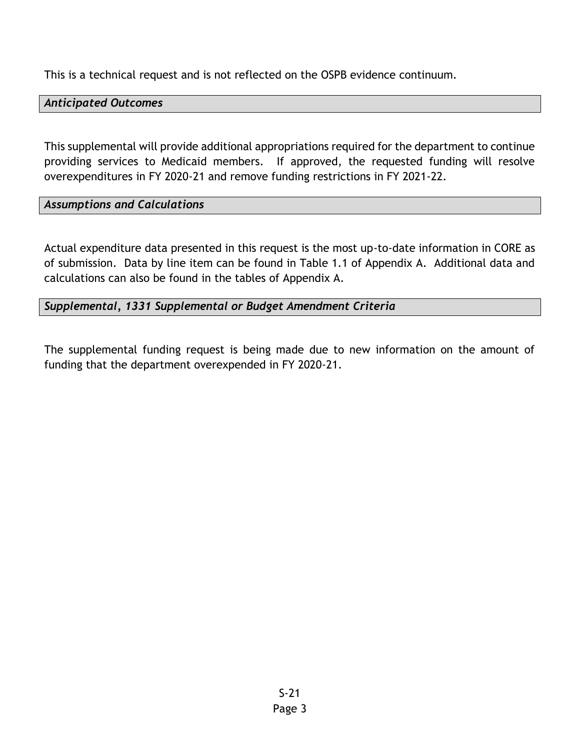This is a technical request and is not reflected on the OSPB evidence continuum.

### *Anticipated Outcomes*

This supplemental will provide additional appropriations required for the department to continue providing services to Medicaid members. If approved, the requested funding will resolve overexpenditures in FY 2020-21 and remove funding restrictions in FY 2021-22.

### *Assumptions and Calculations*

Actual expenditure data presented in this request is the most up-to-date information in CORE as of submission. Data by line item can be found in Table 1.1 of Appendix A. Additional data and calculations can also be found in the tables of Appendix A.

### *Supplemental, 1331 Supplemental or Budget Amendment Criteria*

The supplemental funding request is being made due to new information on the amount of funding that the department overexpended in FY 2020-21.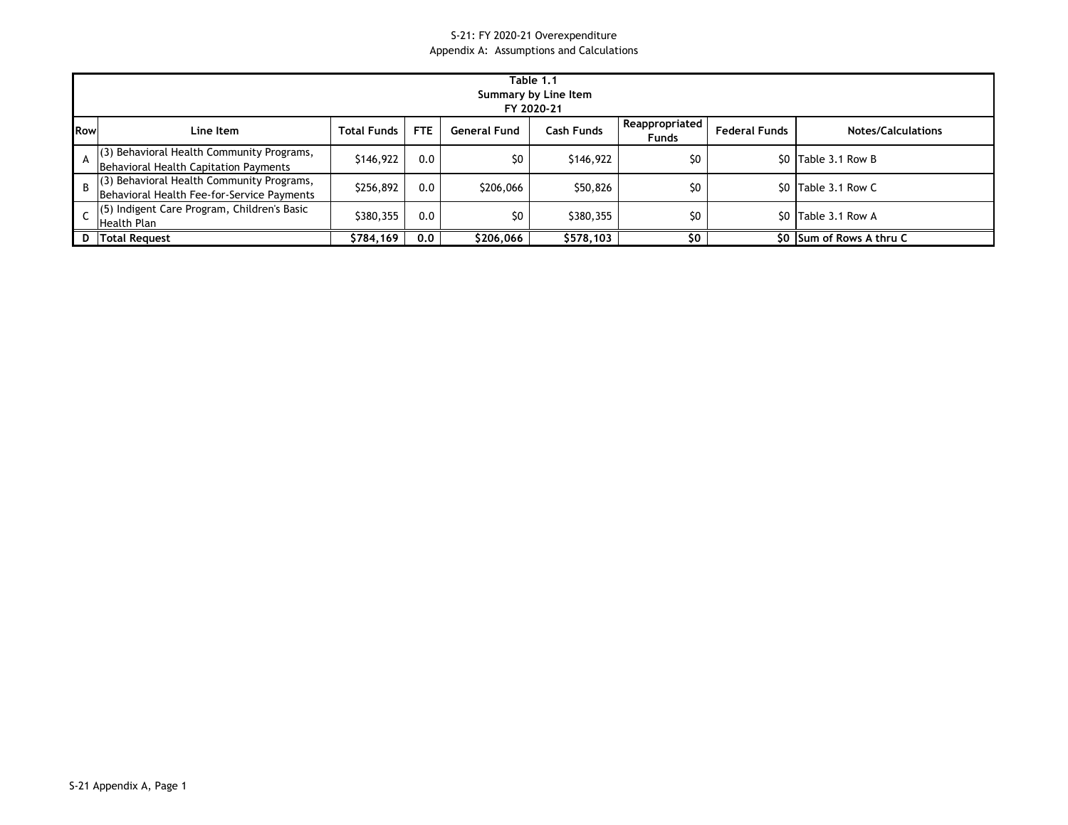S-21: FY 2020-21 Overexpenditure

Appendix A: Assumptions and Calculations

| Table 1.1<br>Summary by Line Item<br>FY 2020-21 | | | | | | | | |
|---|---|---|---|---|---|---|---|---|
| **Row** | **Line Item** | **Total Funds** | **FTE** | **General Fund** | **Cash Funds** | **Reappropriated Funds** | **Federal Funds** | **Notes/Calculations** |
| A | (3) Behavioral Health Community Programs, Behavioral Health Capitation Payments | $146,922 | 0.0 | $0 | $146,922 | $0 | $0 | Table 3.1 Row B |
| B | (3) Behavioral Health Community Programs, Behavioral Health Fee-for-Service Payments | $256,892 | 0.0 | $206,066 | $50,826 | $0 | $0 | Table 3.1 Row C |
| C | (5) Indigent Care Program, Children's Basic Health Plan | $380,355 | 0.0 | $0 | $380,355 | $0 | $0 | Table 3.1 Row A |
| **D** | **Total Request** | **$784,169** | **0.0** | **$206,066** | **$578,103** | **$0** | **$0** | **Sum of Rows A thru C** |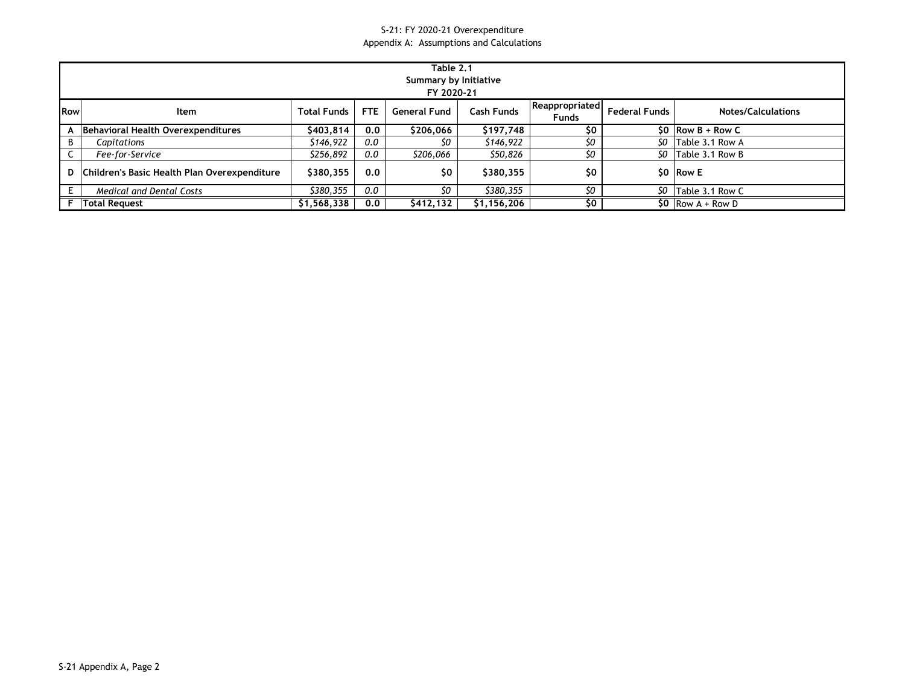S-21: FY 2020-21 Overexpenditure
Appendix A: Assumptions and Calculations

| Table 2.1<br>Summary by Initiative<br>FY 2020-21 | | | | | | | | |
|---|---|---|---|---|---|---|---|---|
| **Row** | **Item** | **Total Funds** | **FTE** | **General Fund** | **Cash Funds** | **Reappropriated Funds** | **Federal Funds** | **Notes/Calculations** |
| **A** | **Behavioral Health Overexpenditures** | **$403,814** | **0.0** | **$206,066** | **$197,748** | **$0** | **$0** | **Row B + Row C** |
| B | *Capitations* | *$146,922* | *0.0* | *$0* | *$146,922* | *$0* | *$0* | Table 3.1 Row A |
| C | *Fee-for-Service* | *$256,892* | *0.0* | *$206,066* | *$50,826* | *$0* | *$0* | Table 3.1 Row B |
| **D** | **Children's Basic Health Plan Overexpenditure** | **$380,355** | **0.0** | **$0** | **$380,355** | **$0** | **$0** | **Row E** |
| E | *Medical and Dental Costs* | *$380,355* | *0.0* | *$0* | *$380,355* | *$0* | *$0* | Table 3.1 Row C |
| **F** | **Total Request** | **$1,568,338** | **0.0** | **$412,132** | **$1,156,206** | **$0** | **$0** | Row A + Row D |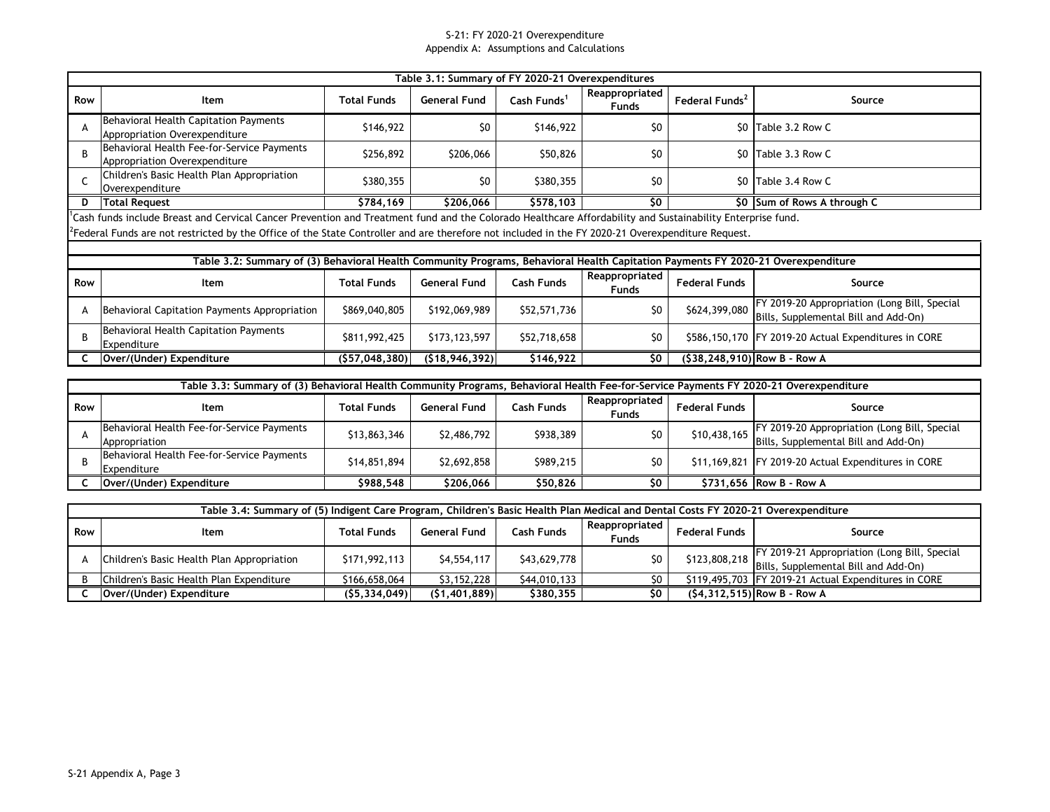S-21: FY 2020-21 Overexpenditure
Appendix A: Assumptions and Calculations

| Table 3.1: Summary of FY 2020-21 Overexpenditures | | | | | | | |
|---|---|---|---|---|---|---|---|
| Row | Item | Total Funds | General Fund | Cash Funds[1] | Reappropriated Funds | Federal Funds[2] | Source |
| A | Behavioral Health Capitation Payments Appropriation Overexpenditure | $146,922 | $0 | $146,922 | $0 | $0 | Table 3.2 Row C |
| B | Behavioral Health Fee-for-Service Payments Appropriation Overexpenditure | $256,892 | $206,066 | $50,826 | $0 | $0 | Table 3.3 Row C |
| C | Children's Basic Health Plan Appropriation Overexpenditure | $380,355 | $0 | $380,355 | $0 | $0 | Table 3.4 Row C |
| **D** | **Total Request** | **$784,169** | **$206,066** | **$578,103** | **$0** | **$0** | **Sum of Rows A through C** |

[1]Cash funds include Breast and Cervical Cancer Prevention and Treatment fund and the Colorado Healthcare Affordability and Sustainability Enterprise fund.

[2]Federal Funds are not restricted by the Office of the State Controller and are therefore not included in the FY 2020-21 Overexpenditure Request.

| Table 3.2: Summary of (3) Behavioral Health Community Programs, Behavioral Health Capitation Payments FY 2020-21 Overexpenditure | | | | | | | |
|---|---|---|---|---|---|---|---|
| Row | Item | Total Funds | General Fund | Cash Funds | Reappropriated Funds | Federal Funds | Source |
| A | Behavioral Capitation Payments Appropriation | $869,040,805 | $192,069,989 | $52,571,736 | $0 | $624,399,080 | FY 2019-20 Appropriation (Long Bill, Special Bills, Supplemental Bill and Add-On) |
| B | Behavioral Health Capitation Payments Expenditure | $811,992,425 | $173,123,597 | $52,718,658 | $0 | $586,150,170 | FY 2019-20 Actual Expenditures in CORE |
| **C** | **Over/(Under) Expenditure** | **($57,048,380)** | **($18,946,392)** | **$146,922** | **$0** | **($38,248,910)** | **Row B - Row A** |

| Table 3.3: Summary of (3) Behavioral Health Community Programs, Behavioral Health Fee-for-Service Payments FY 2020-21 Overexpenditure | | | | | | | |
|---|---|---|---|---|---|---|---|
| Row | Item | Total Funds | General Fund | Cash Funds | Reappropriated Funds | Federal Funds | Source |
| A | Behavioral Health Fee-for-Service Payments Appropriation | $13,863,346 | $2,486,792 | $938,389 | $0 | $10,438,165 | FY 2019-20 Appropriation (Long Bill, Special Bills, Supplemental Bill and Add-On) |
| B | Behavioral Health Fee-for-Service Payments Expenditure | $14,851,894 | $2,692,858 | $989,215 | $0 | $11,169,821 | FY 2019-20 Actual Expenditures in CORE |
| **C** | **Over/(Under) Expenditure** | **$988,548** | **$206,066** | **$50,826** | **$0** | **$731,656** | **Row B - Row A** |

| Table 3.4: Summary of (5) Indigent Care Program, Children's Basic Health Plan Medical and Dental Costs FY 2020-21 Overexpenditure | | | | | | | |
|---|---|---|---|---|---|---|---|
| Row | Item | Total Funds | General Fund | Cash Funds | Reappropriated Funds | Federal Funds | Source |
| A | Children's Basic Health Plan Appropriation | $171,992,113 | $4,554,117 | $43,629,778 | $0 | $123,808,218 | FY 2019-21 Appropriation (Long Bill, Special Bills, Supplemental Bill and Add-On) |
| B | Children's Basic Health Plan Expenditure | $166,658,064 | $3,152,228 | $44,010,133 | $0 | $119,495,703 | FY 2019-21 Actual Expenditures in CORE |
| **C** | **Over/(Under) Expenditure** | **($5,334,049)** | **($1,401,889)** | **$380,355** | **$0** | **($4,312,515)** | **Row B - Row A** |